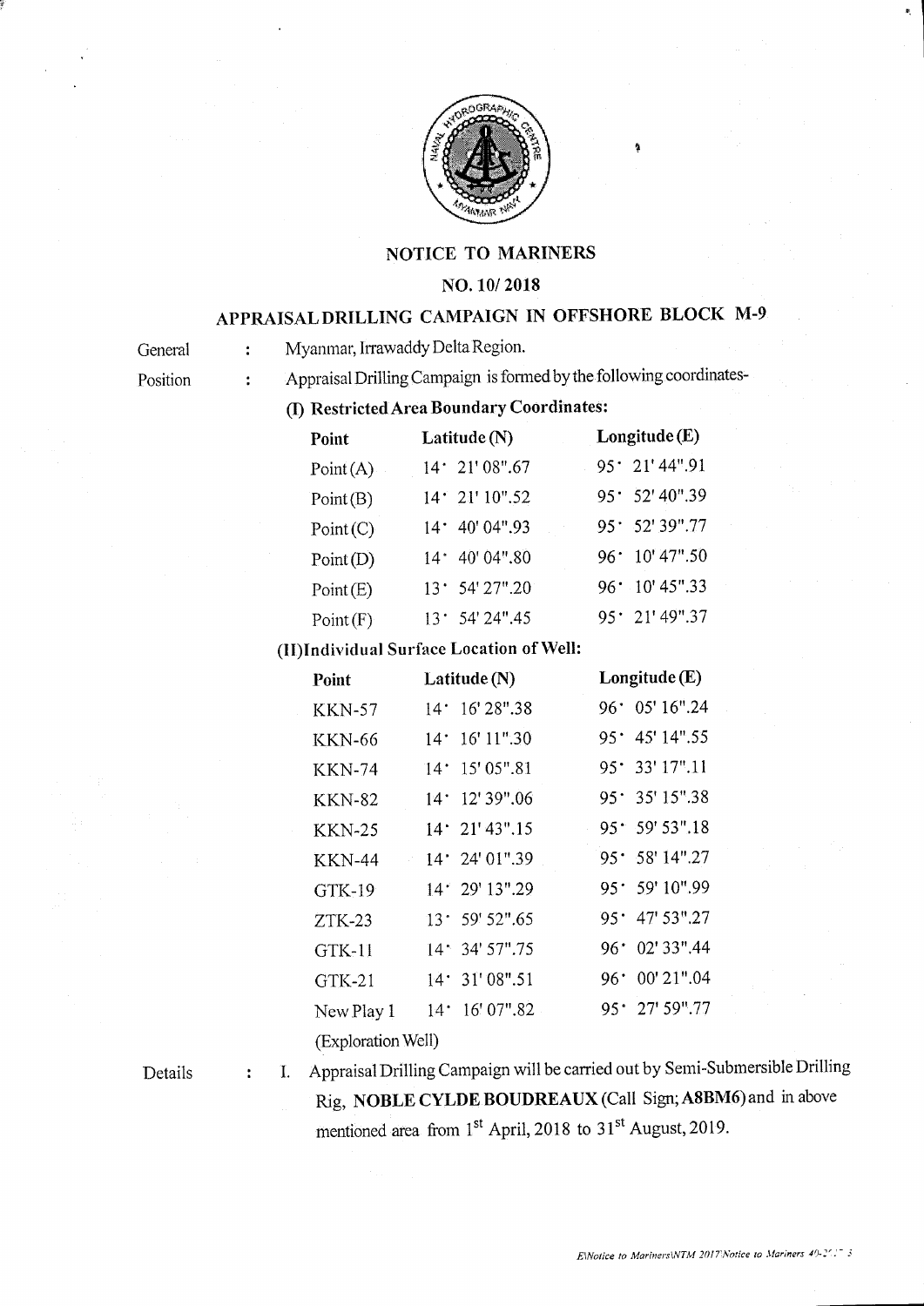# NOTICE TO MARINERS

## NO. 10/ 2018

## APPRAISAL DRILLING CAMPAIGN IN OFFSHORE BLOCK M-9

General : Myanmar, Irrawaddy Delta Region.

Position : Appraisal Drilling Campaign is formed by the following coordinates-

**(I) Restricted Area Boundary Coordinates:**

| Point | Latitude (N) | Longitude (E) |
|---|---|---|
| Point (A) | 14° 21' 08".67 | 95° 21' 44".91 |
| Point (B) | 14° 21' 10".52 | 95° 52' 40".39 |
| Point (C) | 14° 40' 04".93 | 95° 52' 39".77 |
| Point (D) | 14° 40' 04".80 | 96° 10' 47".50 |
| Point (E) | 13° 54' 27".20 | 96° 10' 45".33 |
| Point (F) | 13° 54' 24".45 | 95° 21' 49".37 |

**(II) Individual Surface Location of Well:**

| Point | Latitude (N) | Longitude (E) |
|---|---|---|
| KKN-57 | 14° 16' 28".38 | 96° 05' 16".24 |
| KKN-66 | 14° 16' 11".30 | 95° 45' 14".55 |
| KKN-74 | 14° 15' 05".81 | 95° 33' 17".11 |
| KKN-82 | 14° 12' 39".06 | 95° 35' 15".38 |
| KKN-25 | 14° 21' 43".15 | 95° 59' 53".18 |
| KKN-44 | 14° 24' 01".39 | 95° 58' 14".27 |
| GTK-19 | 14° 29' 13".29 | 95° 59' 10".99 |
| ZTK-23 | 13° 59' 52".65 | 95° 47' 53".27 |
| GTK-11 | 14° 34' 57".75 | 96° 02' 33".44 |
| GTK-21 | 14° 31' 08".51 | 96° 00' 21".04 |
| New Play 1 (Exploration Well) | 14° 16' 07".82 | 95° 27' 59".77 |

Details : I. Appraisal Drilling Campaign will be carried out by Semi-Submersible Drilling Rig, **NOBLE CYLDE BOUDREAUX** (Call Sign; **A8BM6**) and in above mentioned area from 1st April, 2018 to 31st August, 2019.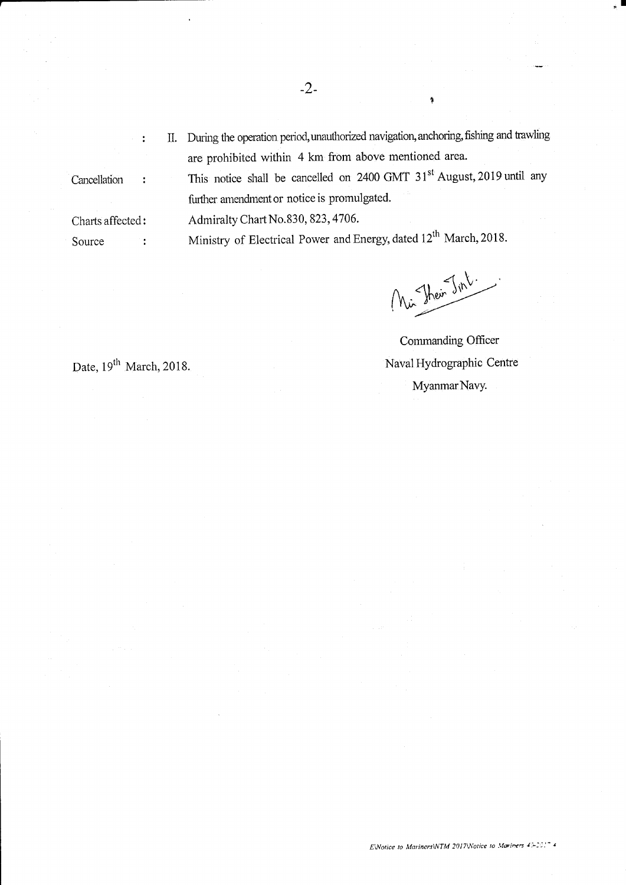: II. During the operation period, unauthorized navigation, anchoring, fishing and trawling are prohibited within 4 km from above mentioned area.

Cancellation : This notice shall be cancelled on 2400 GMT 31st August, 2019 until any further amendment or notice is promulgated.

Charts affected: Admiralty Chart No.830, 823, 4706.

Source : Ministry of Electrical Power and Energy, dated 12th March, 2018.

Min Thein Tint.

Commanding Officer
Naval Hydrographic Centre
Myanmar Navy.

Date, 19th March, 2018.

E:\Notice to Mariners\NTM 2017\Notice to Mariners 4-2017 4